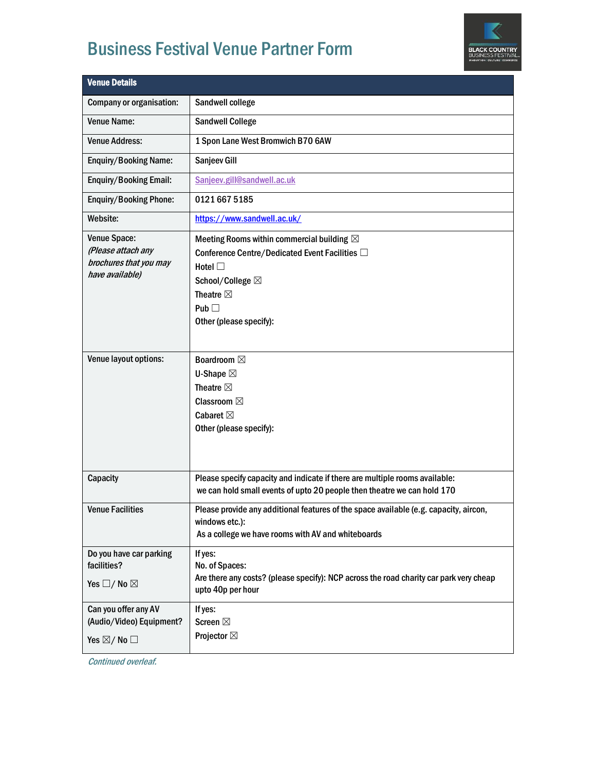# Business Festival Venue Partner Form

| Venue Details | |
|---|---|
| Company or organisation: | Sandwell college |
| Venue Name: | Sandwell College |
| Venue Address: | 1 Spon Lane West Bromwich B70 6AW |
| Enquiry/Booking Name: | Sanjeev Gill |
| Enquiry/Booking Email: | Sanjeev.gill@sandwell.ac.uk |
| Enquiry/Booking Phone: | 0121 667 5185 |
| Website: | https://www.sandwell.ac.uk/ |
| Venue Space:<br>*(Please attach any brochures that you may have available)* | Meeting Rooms within commercial building ☒<br>Conference Centre/Dedicated Event Facilities ☐<br>Hotel ☐<br>School/College ☒<br>Theatre ☒<br>Pub ☐<br>Other (please specify): |
| Venue layout options: | Boardroom ☒<br>U-Shape ☒<br>Theatre ☒<br>Classroom ☒<br>Cabaret ☒<br>Other (please specify): |
| Capacity | Please specify capacity and indicate if there are multiple rooms available:<br>we can hold small events of upto 20 people then theatre we can hold 170 |
| Venue Facilities | Please provide any additional features of the space available (e.g. capacity, aircon, windows etc.):<br>As a college we have rooms with AV and whiteboards |
| Do you have car parking facilities?<br>Yes ☐/ No ☒ | If yes:<br>No. of Spaces:<br>Are there any costs? (please specify): NCP across the road charity car park very cheap upto 40p per hour |
| Can you offer any AV (Audio/Video) Equipment?<br>Yes ☒/ No ☐ | If yes:<br>Screen ☒<br>Projector ☒ |

*Continued overleaf.*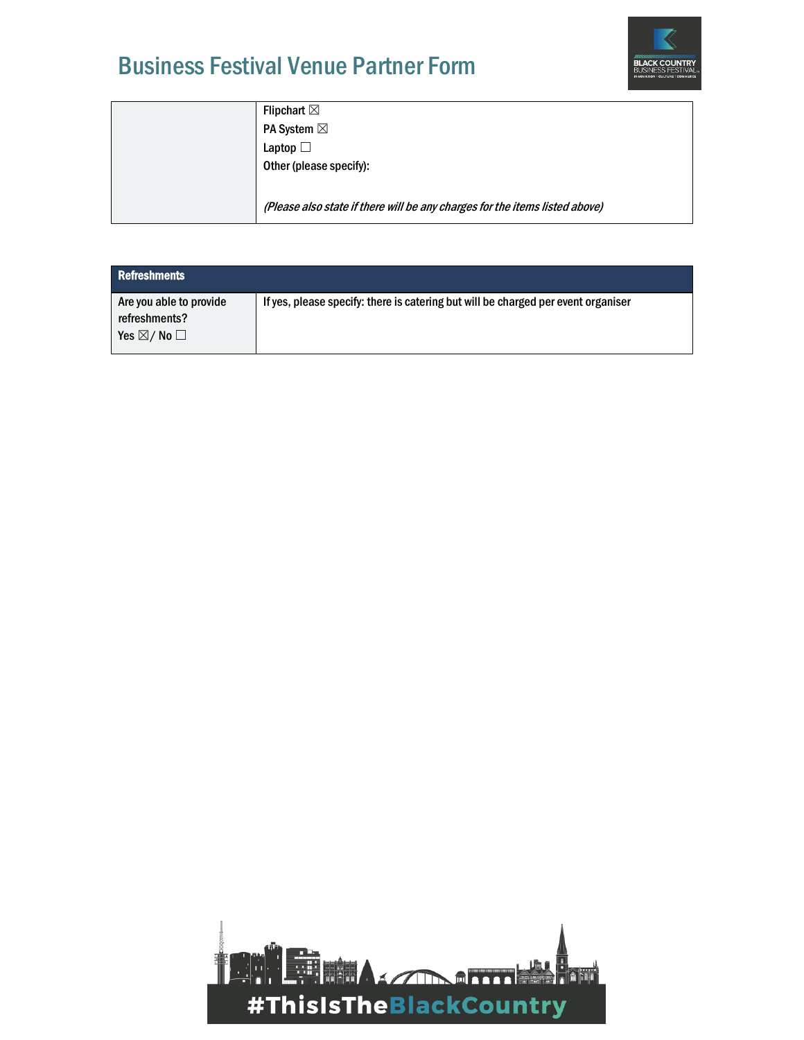# Business Festival Venue Partner Form

| | |
|---|---|
| | Flipchart ☒<br>PA System ☒<br>Laptop ☐<br>Other (please specify):<br><br>*(Please also state if there will be any charges for the items listed above)* |

| **Refreshments** | |
|---|---|
| Are you able to provide refreshments?<br>Yes ☒/ No ☐ | If yes, please specify: there is catering but will be charged per event organiser |

#ThisIsTheBlackCountry